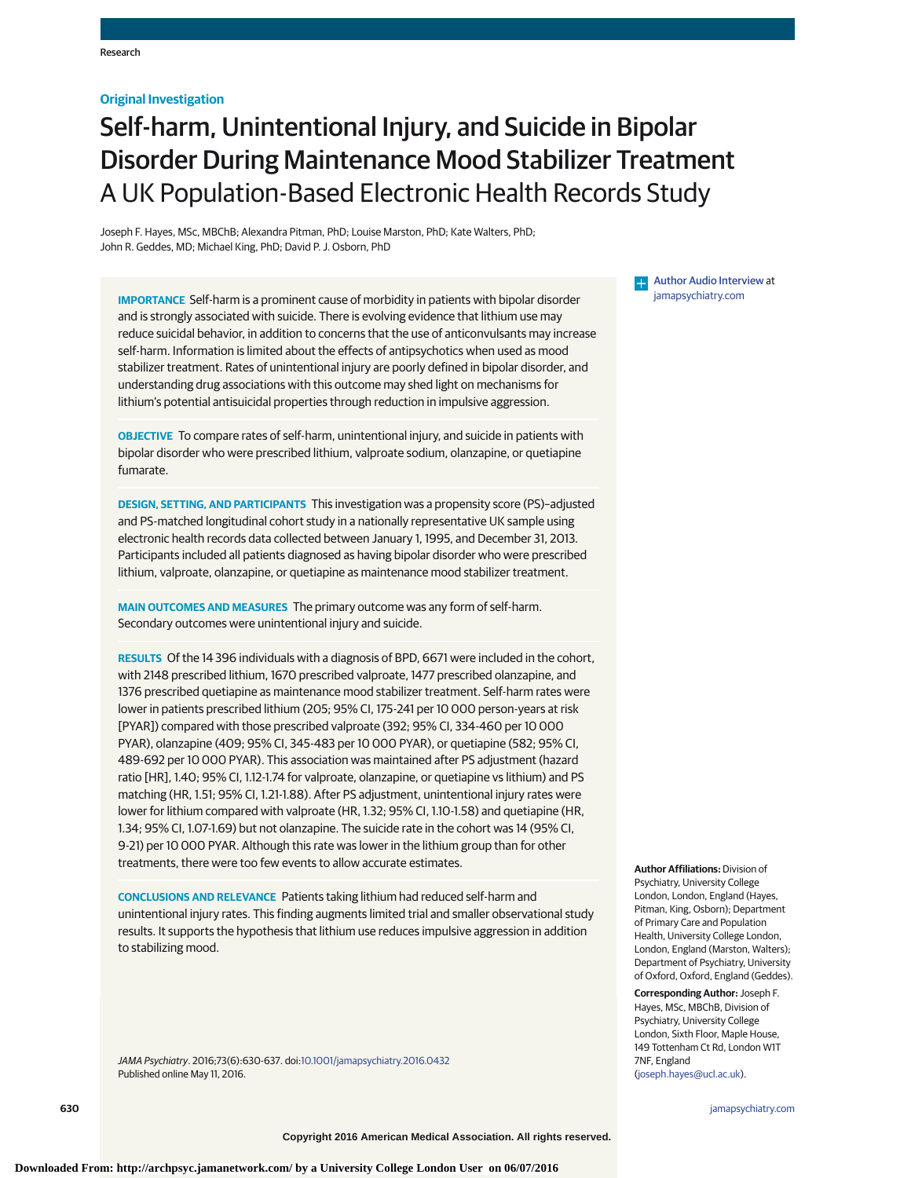Research

**Original Investigation**

# Self-harm, Unintentional Injury, and Suicide in Bipolar Disorder During Maintenance Mood Stabilizer Treatment

## A UK Population-Based Electronic Health Records Study

Joseph F. Hayes, MSc, MBChB; Alexandra Pitman, PhD; Louise Marston, PhD; Kate Walters, PhD; John R. Geddes, MD; Michael King, PhD; David P. J. Osborn, PhD

**IMPORTANCE** Self-harm is a prominent cause of morbidity in patients with bipolar disorder and is strongly associated with suicide. There is evolving evidence that lithium use may reduce suicidal behavior, in addition to concerns that the use of anticonvulsants may increase self-harm. Information is limited about the effects of antipsychotics when used as mood stabilizer treatment. Rates of unintentional injury are poorly defined in bipolar disorder, and understanding drug associations with this outcome may shed light on mechanisms for lithium's potential antisuicidal properties through reduction in impulsive aggression.

**OBJECTIVE** To compare rates of self-harm, unintentional injury, and suicide in patients with bipolar disorder who were prescribed lithium, valproate sodium, olanzapine, or quetiapine fumarate.

**DESIGN, SETTING, AND PARTICIPANTS** This investigation was a propensity score (PS)–adjusted and PS-matched longitudinal cohort study in a nationally representative UK sample using electronic health records data collected between January 1, 1995, and December 31, 2013. Participants included all patients diagnosed as having bipolar disorder who were prescribed lithium, valproate, olanzapine, or quetiapine as maintenance mood stabilizer treatment.

**MAIN OUTCOMES AND MEASURES** The primary outcome was any form of self-harm. Secondary outcomes were unintentional injury and suicide.

**RESULTS** Of the 14 396 individuals with a diagnosis of BPD, 6671 were included in the cohort, with 2148 prescribed lithium, 1670 prescribed valproate, 1477 prescribed olanzapine, and 1376 prescribed quetiapine as maintenance mood stabilizer treatment. Self-harm rates were lower in patients prescribed lithium (205; 95% CI, 175-241 per 10 000 person-years at risk [PYAR]) compared with those prescribed valproate (392; 95% CI, 334-460 per 10 000 PYAR), olanzapine (409; 95% CI, 345-483 per 10 000 PYAR), or quetiapine (582; 95% CI, 489-692 per 10 000 PYAR). This association was maintained after PS adjustment (hazard ratio [HR], 1.40; 95% CI, 1.12-1.74 for valproate, olanzapine, or quetiapine vs lithium) and PS matching (HR, 1.51; 95% CI, 1.21-1.88). After PS adjustment, unintentional injury rates were lower for lithium compared with valproate (HR, 1.32; 95% CI, 1.10-1.58) and quetiapine (HR, 1.34; 95% CI, 1.07-1.69) but not olanzapine. The suicide rate in the cohort was 14 (95% CI, 9-21) per 10 000 PYAR. Although this rate was lower in the lithium group than for other treatments, there were too few events to allow accurate estimates.

**CONCLUSIONS AND RELEVANCE** Patients taking lithium had reduced self-harm and unintentional injury rates. This finding augments limited trial and smaller observational study results. It supports the hypothesis that lithium use reduces impulsive aggression in addition to stabilizing mood.

Author Audio Interview at jamapsychiatry.com

*JAMA Psychiatry*. 2016;73(6):630-637. doi:10.1001/jamapsychiatry.2016.0432
Published online May 11, 2016.

**Author Affiliations:** Division of Psychiatry, University College London, London, England (Hayes, Pitman, King, Osborn); Department of Primary Care and Population Health, University College London, London, England (Marston, Walters); Department of Psychiatry, University of Oxford, Oxford, England (Geddes).

**Corresponding Author:** Joseph F. Hayes, MSc, MBChB, Division of Psychiatry, University College London, Sixth Floor, Maple House, 149 Tottenham Ct Rd, London W1T 7NF, England (joseph.hayes@ucl.ac.uk).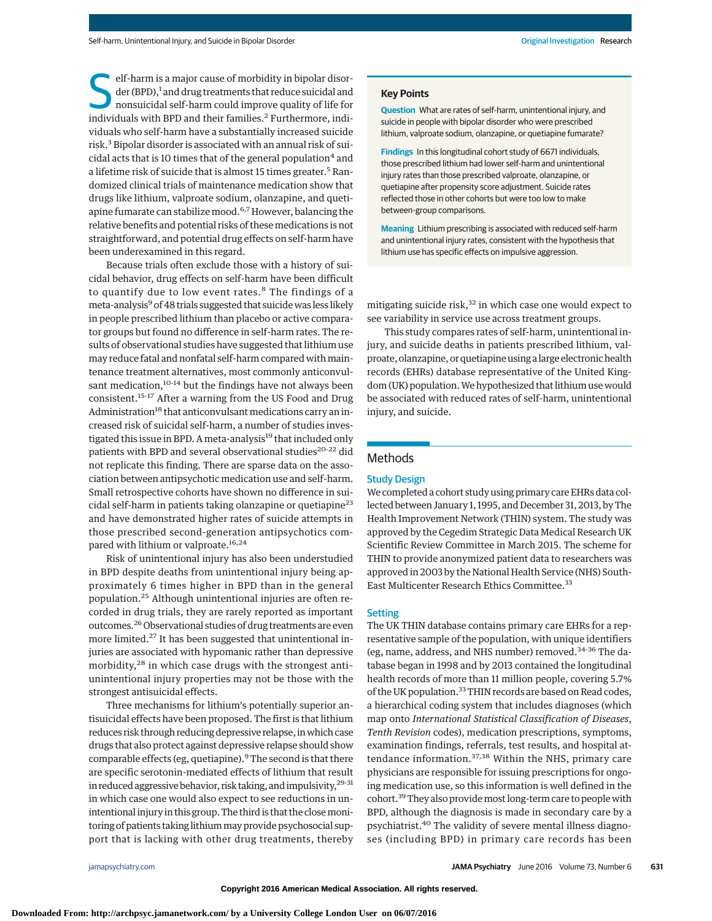Self-harm is a major cause of morbidity in bipolar disorder (BPD),[1] and drug treatments that reduce suicidal and nonsuicidal self-harm could improve quality of life for individuals with BPD and their families.[2] Furthermore, individuals who self-harm have a substantially increased suicide risk.[3] Bipolar disorder is associated with an annual risk of suicidal acts that is 10 times that of the general population[4] and a lifetime risk of suicide that is almost 15 times greater.[5] Randomized clinical trials of maintenance medication show that drugs like lithium, valproate sodium, olanzapine, and quetiapine fumarate can stabilize mood.[6,7] However, balancing the relative benefits and potential risks of these medications is not straightforward, and potential drug effects on self-harm have been underexamined in this regard.

Because trials often exclude those with a history of suicidal behavior, drug effects on self-harm have been difficult to quantify due to low event rates.[8] The findings of a meta-analysis[9] of 48 trials suggested that suicide was less likely in people prescribed lithium than placebo or active comparator groups but found no difference in self-harm rates. The results of observational studies have suggested that lithium use may reduce fatal and nonfatal self-harm compared with maintenance treatment alternatives, most commonly anticonvulsant medication,[10-14] but the findings have not always been consistent.[15-17] After a warning from the US Food and Drug Administration[18] that anticonvulsant medications carry an increased risk of suicidal self-harm, a number of studies investigated this issue in BPD. A meta-analysis[19] that included only patients with BPD and several observational studies[20-22] did not replicate this finding. There are sparse data on the association between antipsychotic medication use and self-harm. Small retrospective cohorts have shown no difference in suicidal self-harm in patients taking olanzapine or quetiapine[23] and have demonstrated higher rates of suicide attempts in those prescribed second-generation antipsychotics compared with lithium or valproate.[16,24]

Risk of unintentional injury has also been understudied in BPD despite deaths from unintentional injury being approximately 6 times higher in BPD than in the general population.[25] Although unintentional injuries are often recorded in drug trials, they are rarely reported as important outcomes.[26] Observational studies of drug treatments are even more limited.[27] It has been suggested that unintentional injuries are associated with hypomanic rather than depressive morbidity,[28] in which case drugs with the strongest anti-unintentional injury properties may not be those with the strongest antisuicidal effects.

Three mechanisms for lithium's potentially superior antisuicidal effects have been proposed. The first is that lithium reduces risk through reducing depressive relapse, in which case drugs that also protect against depressive relapse should show comparable effects (eg, quetiapine).[9] The second is that there are specific serotonin-mediated effects of lithium that result in reduced aggressive behavior, risk taking, and impulsivity,[29-31] in which case one would also expect to see reductions in unintentional injury in this group. The third is that the close monitoring of patients taking lithium may provide psychosocial support that is lacking with other drug treatments, thereby mitigating suicide risk,[32] in which case one would expect to see variability in service use across treatment groups.

This study compares rates of self-harm, unintentional injury, and suicide deaths in patients prescribed lithium, valproate, olanzapine, or quetiapine using a large electronic health records (EHRs) database representative of the United Kingdom (UK) population. We hypothesized that lithium use would be associated with reduced rates of self-harm, unintentional injury, and suicide.

## Key Points

**Question** What are rates of self-harm, unintentional injury, and suicide in people with bipolar disorder who were prescribed lithium, valproate sodium, olanzapine, or quetiapine fumarate?

**Findings** In this longitudinal cohort study of 6671 individuals, those prescribed lithium had lower self-harm and unintentional injury rates than those prescribed valproate, olanzapine, or quetiapine after propensity score adjustment. Suicide rates reflected those in other cohorts but were too low to make between-group comparisons.

**Meaning** Lithium prescribing is associated with reduced self-harm and unintentional injury rates, consistent with the hypothesis that lithium use has specific effects on impulsive aggression.

## Methods

### Study Design

We completed a cohort study using primary care EHRs data collected between January 1, 1995, and December 31, 2013, by The Health Improvement Network (THIN) system. The study was approved by the Cegedim Strategic Data Medical Research UK Scientific Review Committee in March 2015. The scheme for THIN to provide anonymized patient data to researchers was approved in 2003 by the National Health Service (NHS) South-East Multicenter Research Ethics Committee.[33]

### Setting

The UK THIN database contains primary care EHRs for a representative sample of the population, with unique identifiers (eg, name, address, and NHS number) removed.[34-36] The database began in 1998 and by 2013 contained the longitudinal health records of more than 11 million people, covering 5.7% of the UK population.[33] THIN records are based on Read codes, a hierarchical coding system that includes diagnoses (which map onto *International Statistical Classification of Diseases, Tenth Revision* codes), medication prescriptions, symptoms, examination findings, referrals, test results, and hospital attendance information.[37,38] Within the NHS, primary care physicians are responsible for issuing prescriptions for ongoing medication use, so this information is well defined in the cohort.[39] They also provide most long-term care to people with BPD, although the diagnosis is made in secondary care by a psychiatrist.[40] The validity of severe mental illness diagnoses (including BPD) in primary care records has been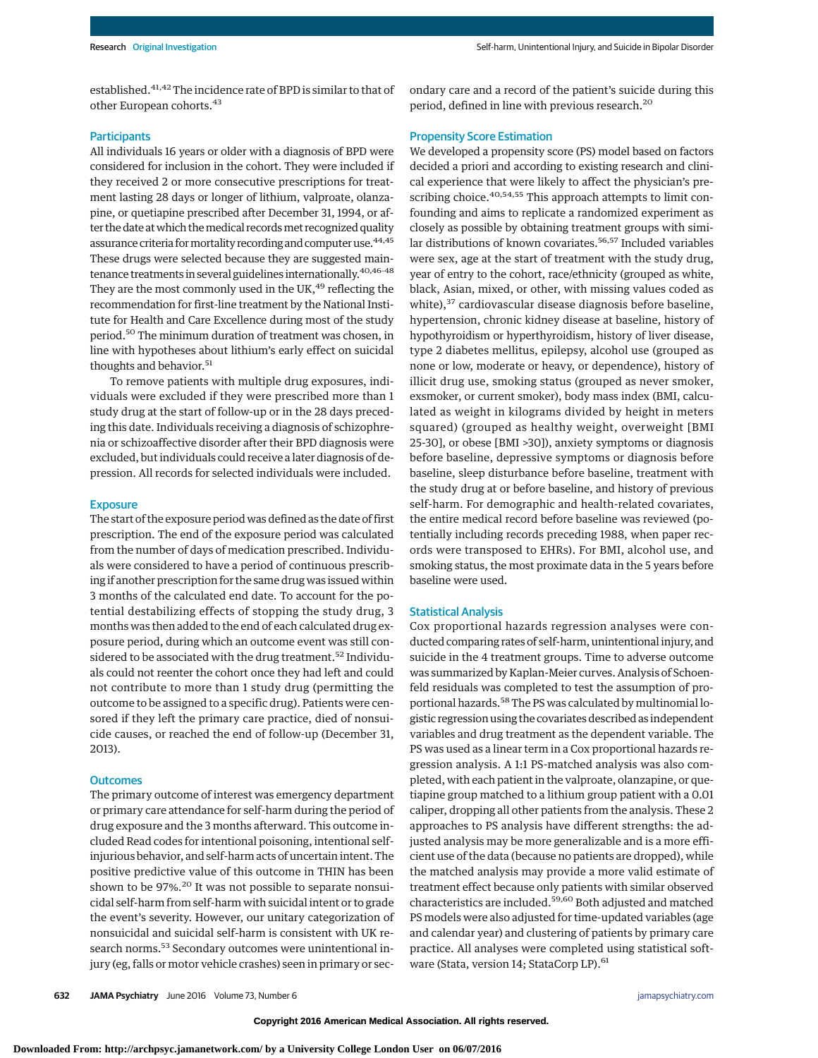established.[41,42] The incidence rate of BPD is similar to that of other European cohorts.[43]

## Participants

All individuals 16 years or older with a diagnosis of BPD were considered for inclusion in the cohort. They were included if they received 2 or more consecutive prescriptions for treatment lasting 28 days or longer of lithium, valproate, olanzapine, or quetiapine prescribed after December 31, 1994, or after the date at which the medical records met recognized quality assurance criteria for mortality recording and computer use.[44,45] These drugs were selected because they are suggested maintenance treatments in several guidelines internationally.[40,46-48] They are the most commonly used in the UK,[49] reflecting the recommendation for first-line treatment by the National Institute for Health and Care Excellence during most of the study period.[50] The minimum duration of treatment was chosen, in line with hypotheses about lithium's early effect on suicidal thoughts and behavior.[51]

To remove patients with multiple drug exposures, individuals were excluded if they were prescribed more than 1 study drug at the start of follow-up or in the 28 days preceding this date. Individuals receiving a diagnosis of schizophrenia or schizoaffective disorder after their BPD diagnosis were excluded, but individuals could receive a later diagnosis of depression. All records for selected individuals were included.

## Exposure

The start of the exposure period was defined as the date of first prescription. The end of the exposure period was calculated from the number of days of medication prescribed. Individuals were considered to have a period of continuous prescribing if another prescription for the same drug was issued within 3 months of the calculated end date. To account for the potential destabilizing effects of stopping the study drug, 3 months was then added to the end of each calculated drug exposure period, during which an outcome event was still considered to be associated with the drug treatment.[52] Individuals could not reenter the cohort once they had left and could not contribute to more than 1 study drug (permitting the outcome to be assigned to a specific drug). Patients were censored if they left the primary care practice, died of nonsuicide causes, or reached the end of follow-up (December 31, 2013).

## Outcomes

The primary outcome of interest was emergency department or primary care attendance for self-harm during the period of drug exposure and the 3 months afterward. This outcome included Read codes for intentional poisoning, intentional self-injurious behavior, and self-harm acts of uncertain intent. The positive predictive value of this outcome in THIN has been shown to be 97%.[20] It was not possible to separate nonsuicidal self-harm from self-harm with suicidal intent or to grade the event's severity. However, our unitary categorization of nonsuicidal and suicidal self-harm is consistent with UK research norms.[53] Secondary outcomes were unintentional injury (eg, falls or motor vehicle crashes) seen in primary or secondary care and a record of the patient's suicide during this period, defined in line with previous research.[20]

## Propensity Score Estimation

We developed a propensity score (PS) model based on factors decided a priori and according to existing research and clinical experience that were likely to affect the physician's prescribing choice.[40,54,55] This approach attempts to limit confounding and aims to replicate a randomized experiment as closely as possible by obtaining treatment groups with similar distributions of known covariates.[56,57] Included variables were sex, age at the start of treatment with the study drug, year of entry to the cohort, race/ethnicity (grouped as white, black, Asian, mixed, or other, with missing values coded as white),[37] cardiovascular disease diagnosis before baseline, hypertension, chronic kidney disease at baseline, history of hypothyroidism or hyperthyroidism, history of liver disease, type 2 diabetes mellitus, epilepsy, alcohol use (grouped as none or low, moderate or heavy, or dependence), history of illicit drug use, smoking status (grouped as never smoker, exsmoker, or current smoker), body mass index (BMI, calculated as weight in kilograms divided by height in meters squared) (grouped as healthy weight, overweight [BMI 25-30], or obese [BMI >30]), anxiety symptoms or diagnosis before baseline, depressive symptoms or diagnosis before baseline, sleep disturbance before baseline, treatment with the study drug at or before baseline, and history of previous self-harm. For demographic and health-related covariates, the entire medical record before baseline was reviewed (potentially including records preceding 1988, when paper records were transposed to EHRs). For BMI, alcohol use, and smoking status, the most proximate data in the 5 years before baseline were used.

## Statistical Analysis

Cox proportional hazards regression analyses were conducted comparing rates of self-harm, unintentional injury, and suicide in the 4 treatment groups. Time to adverse outcome was summarized by Kaplan-Meier curves. Analysis of Schoenfeld residuals was completed to test the assumption of proportional hazards.[58] The PS was calculated by multinomial logistic regression using the covariates described as independent variables and drug treatment as the dependent variable. The PS was used as a linear term in a Cox proportional hazards regression analysis. A 1:1 PS-matched analysis was also completed, with each patient in the valproate, olanzapine, or quetiapine group matched to a lithium group patient with a 0.01 caliper, dropping all other patients from the analysis. These 2 approaches to PS analysis have different strengths: the adjusted analysis may be more generalizable and is a more efficient use of the data (because no patients are dropped), while the matched analysis may provide a more valid estimate of treatment effect because only patients with similar observed characteristics are included.[59,60] Both adjusted and matched PS models were also adjusted for time-updated variables (age and calendar year) and clustering of patients by primary care practice. All analyses were completed using statistical software (Stata, version 14; StataCorp LP).[61]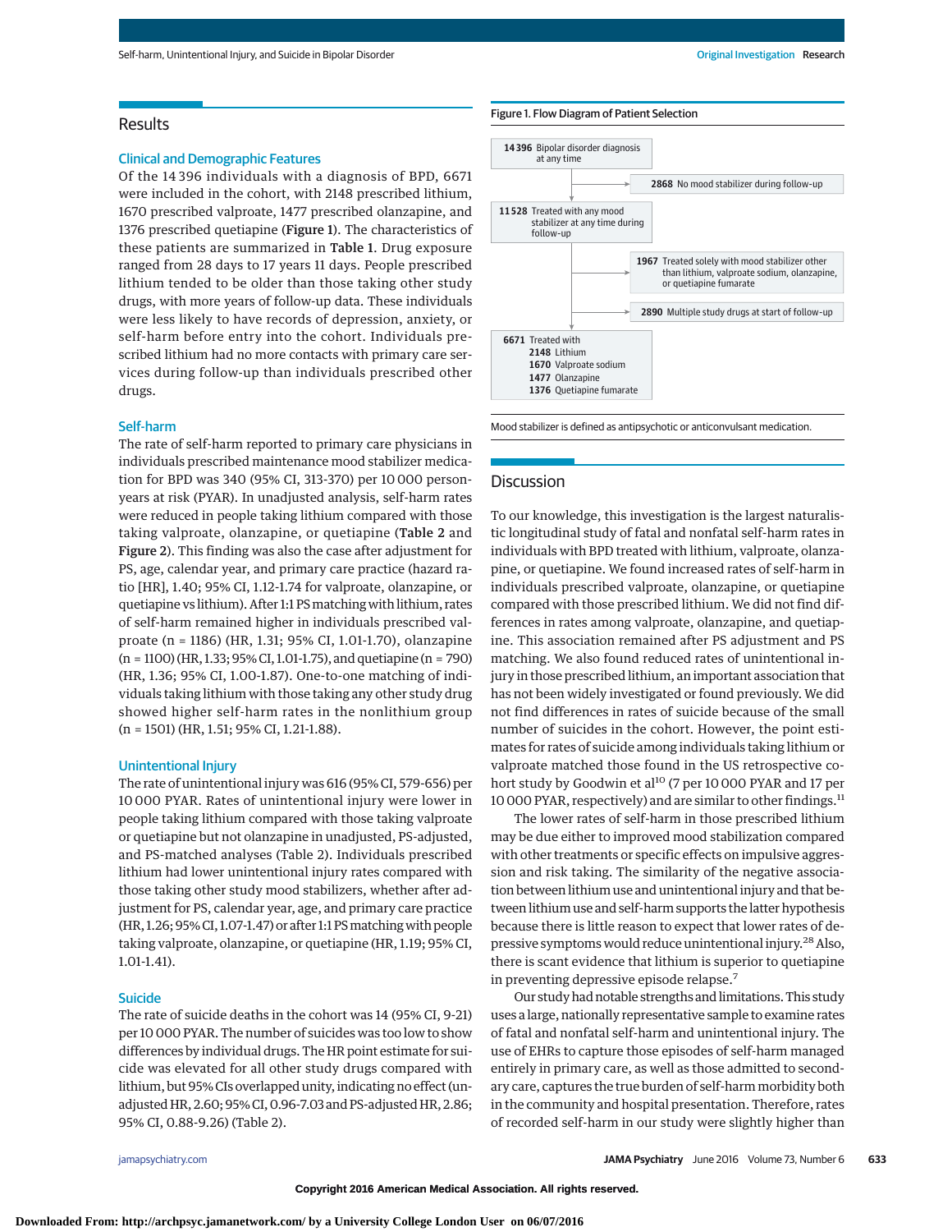## Results

### Clinical and Demographic Features

Of the 14 396 individuals with a diagnosis of BPD, 6671 were included in the cohort, with 2148 prescribed lithium, 1670 prescribed valproate, 1477 prescribed olanzapine, and 1376 prescribed quetiapine (**Figure 1**). The characteristics of these patients are summarized in **Table 1**. Drug exposure ranged from 28 days to 17 years 11 days. People prescribed lithium tended to be older than those taking other study drugs, with more years of follow-up data. These individuals were less likely to have records of depression, anxiety, or self-harm before entry into the cohort. Individuals prescribed lithium had no more contacts with primary care services during follow-up than individuals prescribed other drugs.

### Self-harm

The rate of self-harm reported to primary care physicians in individuals prescribed maintenance mood stabilizer medication for BPD was 340 (95% CI, 313-370) per 10 000 person-years at risk (PYAR). In unadjusted analysis, self-harm rates were reduced in people taking lithium compared with those taking valproate, olanzapine, or quetiapine (**Table 2** and **Figure 2**). This finding was also the case after adjustment for PS, age, calendar year, and primary care practice (hazard ratio [HR], 1.40; 95% CI, 1.12-1.74 for valproate, olanzapine, or quetiapine vs lithium). After 1:1 PS matching with lithium, rates of self-harm remained higher in individuals prescribed valproate (n = 1186) (HR, 1.31; 95% CI, 1.01-1.70), olanzapine (n = 1100) (HR, 1.33; 95% CI, 1.01-1.75), and quetiapine (n = 790) (HR, 1.36; 95% CI, 1.00-1.87). One-to-one matching of individuals taking lithium with those taking any other study drug showed higher self-harm rates in the nonlithium group (n = 1501) (HR, 1.51; 95% CI, 1.21-1.88).

### Unintentional Injury

The rate of unintentional injury was 616 (95% CI, 579-656) per 10 000 PYAR. Rates of unintentional injury were lower in people taking lithium compared with those taking valproate or quetiapine but not olanzapine in unadjusted, PS-adjusted, and PS-matched analyses (Table 2). Individuals prescribed lithium had lower unintentional injury rates compared with those taking other study mood stabilizers, whether after adjustment for PS, calendar year, age, and primary care practice (HR, 1.26; 95% CI, 1.07-1.47) or after 1:1 PS matching with people taking valproate, olanzapine, or quetiapine (HR, 1.19; 95% CI, 1.01-1.41).

### Suicide

The rate of suicide deaths in the cohort was 14 (95% CI, 9-21) per 10 000 PYAR. The number of suicides was too low to show differences by individual drugs. The HR point estimate for suicide was elevated for all other study drugs compared with lithium, but 95% CIs overlapped unity, indicating no effect (unadjusted HR, 2.60; 95% CI, 0.96-7.03 and PS-adjusted HR, 2.86; 95% CI, 0.88-9.26) (Table 2).

Figure 1. Flow Diagram of Patient Selection

14 396 Bipolar disorder diagnosis at any time

2868 No mood stabilizer during follow-up

11 528 Treated with any mood stabilizer at any time during follow-up

1967 Treated solely with mood stabilizer other than lithium, valproate sodium, olanzapine, or quetiapine fumarate

2890 Multiple study drugs at start of follow-up

6671 Treated with
2148 Lithium
1670 Valproate sodium
1477 Olanzapine
1376 Quetiapine fumarate

Mood stabilizer is defined as antipsychotic or anticonvulsant medication.

## Discussion

To our knowledge, this investigation is the largest naturalistic longitudinal study of fatal and nonfatal self-harm rates in individuals with BPD treated with lithium, valproate, olanzapine, or quetiapine. We found increased rates of self-harm in individuals prescribed valproate, olanzapine, or quetiapine compared with those prescribed lithium. We did not find differences in rates among valproate, olanzapine, and quetiapine. This association remained after PS adjustment and PS matching. We also found reduced rates of unintentional injury in those prescribed lithium, an important association that has not been widely investigated or found previously. We did not find differences in rates of suicide because of the small number of suicides in the cohort. However, the point estimates for rates of suicide among individuals taking lithium or valproate matched those found in the US retrospective cohort study by Goodwin et al[10] (7 per 10 000 PYAR and 17 per 10 000 PYAR, respectively) and are similar to other findings.[11]

The lower rates of self-harm in those prescribed lithium may be due either to improved mood stabilization compared with other treatments or specific effects on impulsive aggression and risk taking. The similarity of the negative association between lithium use and unintentional injury and that between lithium use and self-harm supports the latter hypothesis because there is little reason to expect that lower rates of depressive symptoms would reduce unintentional injury.[28] Also, there is scant evidence that lithium is superior to quetiapine in preventing depressive episode relapse.[7]

Our study had notable strengths and limitations. This study uses a large, nationally representative sample to examine rates of fatal and nonfatal self-harm and unintentional injury. The use of EHRs to capture those episodes of self-harm managed entirely in primary care, as well as those admitted to secondary care, captures the true burden of self-harm morbidity both in the community and hospital presentation. Therefore, rates of recorded self-harm in our study were slightly higher than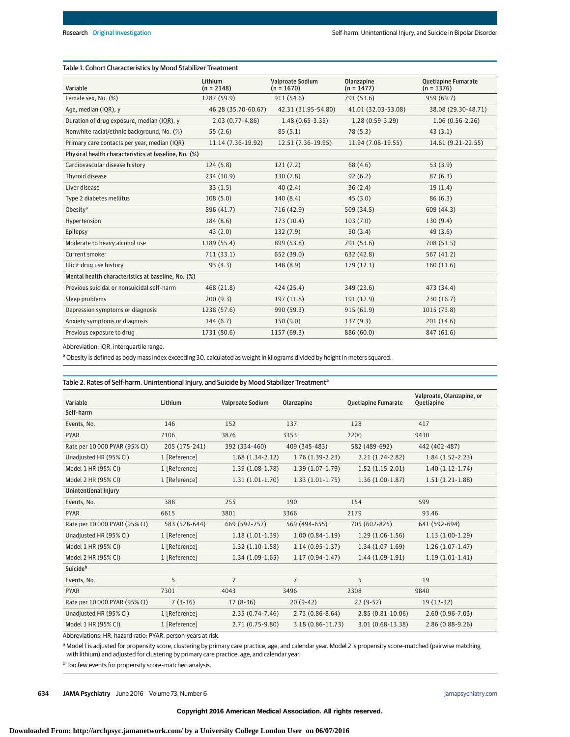Table 1. Cohort Characteristics by Mood Stabilizer Treatment

| Variable | Lithium (n = 2148) | Valproate Sodium (n = 1670) | Olanzapine (n = 1477) | Quetiapine Fumarate (n = 1376) |
|---|---|---|---|---|
| Female sex, No. (%) | 1287 (59.9) | 911 (54.6) | 791 (53.6) | 959 (69.7) |
| Age, median (IQR), y | 46.28 (35.70-60.67) | 42.31 (31.95-54.80) | 41.01 (32.03-53.08) | 38.08 (29.30-48.71) |
| Duration of drug exposure, median (IQR), y | 2.03 (0.77-4.86) | 1.48 (0.65-3.35) | 1.28 (0.59-3.29) | 1.06 (0.56-2.26) |
| Nonwhite racial/ethnic background, No. (%) | 55 (2.6) | 85 (5.1) | 78 (5.3) | 43 (3.1) |
| Primary care contacts per year, median (IQR) | 11.14 (7.36-19.92) | 12.51 (7.36-19.95) | 11.94 (7.08-19.55) | 14.61 (9.21-22.55) |
| **Physical health characteristics at baseline, No. (%)** | | | | |
| Cardiovascular disease history | 124 (5.8) | 121 (7.2) | 68 (4.6) | 53 (3.9) |
| Thyroid disease | 234 (10.9) | 130 (7.8) | 92 (6.2) | 87 (6.3) |
| Liver disease | 33 (1.5) | 40 (2.4) | 36 (2.4) | 19 (1.4) |
| Type 2 diabetes mellitus | 108 (5.0) | 140 (8.4) | 45 (3.0) | 86 (6.3) |
| Obesity[a] | 896 (41.7) | 716 (42.9) | 509 (34.5) | 609 (44.3) |
| Hypertension | 184 (8.6) | 173 (10.4) | 103 (7.0) | 130 (9.4) |
| Epilepsy | 43 (2.0) | 132 (7.9) | 50 (3.4) | 49 (3.6) |
| Moderate to heavy alcohol use | 1189 (55.4) | 899 (53.8) | 791 (53.6) | 708 (51.5) |
| Current smoker | 711 (33.1) | 652 (39.0) | 632 (42.8) | 567 (41.2) |
| Illicit drug use history | 93 (4.3) | 148 (8.9) | 179 (12.1) | 160 (11.6) |
| **Mental health characteristics at baseline, No. (%)** | | | | |
| Previous suicidal or nonsuicidal self-harm | 468 (21.8) | 424 (25.4) | 349 (23.6) | 473 (34.4) |
| Sleep problems | 200 (9.3) | 197 (11.8) | 191 (12.9) | 230 (16.7) |
| Depression symptoms or diagnosis | 1238 (57.6) | 990 (59.3) | 915 (61.9) | 1015 (73.8) |
| Anxiety symptoms or diagnosis | 144 (6.7) | 150 (9.0) | 137 (9.3) | 201 (14.6) |
| Previous exposure to drug | 1731 (80.6) | 1157 (69.3) | 886 (60.0) | 847 (61.6) |

Abbreviation: IQR, interquartile range.

[a] Obesity is defined as body mass index exceeding 30, calculated as weight in kilograms divided by height in meters squared.

Table 2. Rates of Self-harm, Unintentional Injury, and Suicide by Mood Stabilizer Treatment[a]

| Variable | Lithium | Valproate Sodium | Olanzapine | Quetiapine Fumarate | Valproate, Olanzapine, or Quetiapine |
|---|---|---|---|---|---|
| **Self-harm** | | | | | |
| Events, No. | 146 | 152 | 137 | 128 | 417 |
| PYAR | 7106 | 3876 | 3353 | 2200 | 9430 |
| Rate per 10 000 PYAR (95% CI) | 205 (175-241) | 392 (334-460) | 409 (345-483) | 582 (489-692) | 442 (402-487) |
| Unadjusted HR (95% CI) | 1 [Reference] | 1.68 (1.34-2.12) | 1.76 (1.39-2.23) | 2.21 (1.74-2.82) | 1.84 (1.52-2.23) |
| Model 1 HR (95% CI) | 1 [Reference] | 1.39 (1.08-1.78) | 1.39 (1.07-1.79) | 1.52 (1.15-2.01) | 1.40 (1.12-1.74) |
| Model 2 HR (95% CI) | 1 [Reference] | 1.31 (1.01-1.70) | 1.33 (1.01-1.75) | 1.36 (1.00-1.87) | 1.51 (1.21-1.88) |
| **Unintentional Injury** | | | | | |
| Events, No. | 388 | 255 | 190 | 154 | 599 |
| PYAR | 6615 | 3801 | 3366 | 2179 | 93.46 |
| Rate per 10 000 PYAR (95% CI) | 583 (528-644) | 669 (592-757) | 569 (494-655) | 705 (602-825) | 641 (592-694) |
| Unadjusted HR (95% CI) | 1 [Reference] | 1.18 (1.01-1.39) | 1.00 (0.84-1.19) | 1.29 (1.06-1.56) | 1.13 (1.00-1.29) |
| Model 1 HR (95% CI) | 1 [Reference] | 1.32 (1.10-1.58) | 1.14 (0.95-1.37) | 1.34 (1.07-1.69) | 1.26 (1.07-1.47) |
| Model 2 HR (95% CI) | 1 [Reference] | 1.34 (1.09-1.65) | 1.17 (0.94-1.47) | 1.44 (1.09-1.91) | 1.19 (1.01-1.41) |
| **Suicide[b]** | | | | | |
| Events, No. | 5 | 7 | 7 | 5 | 19 |
| PYAR | 7301 | 4043 | 3496 | 2308 | 9840 |
| Rate per 10 000 PYAR (95% CI) | 7 (3-16) | 17 (8-36) | 20 (9-42) | 22 (9-52) | 19 (12-32) |
| Unadjusted HR (95% CI) | 1 [Reference] | 2.35 (0.74-7.46) | 2.73 (0.86-8.64) | 2.85 (0.81-10.06) | 2.60 (0.96-7.03) |
| Model 1 HR (95% CI) | 1 [Reference] | 2.71 (0.75-9.80) | 3.18 (0.86-11.73) | 3.01 (0.68-13.38) | 2.86 (0.88-9.26) |

Abbreviations: HR, hazard ratio; PYAR, person-years at risk.

[a] Model 1 is adjusted for propensity score, clustering by primary care practice, age, and calendar year. Model 2 is propensity score–matched (pairwise matching with lithium) and adjusted for clustering by primary care practice, age, and calendar year.

[b] Too few events for propensity score–matched analysis.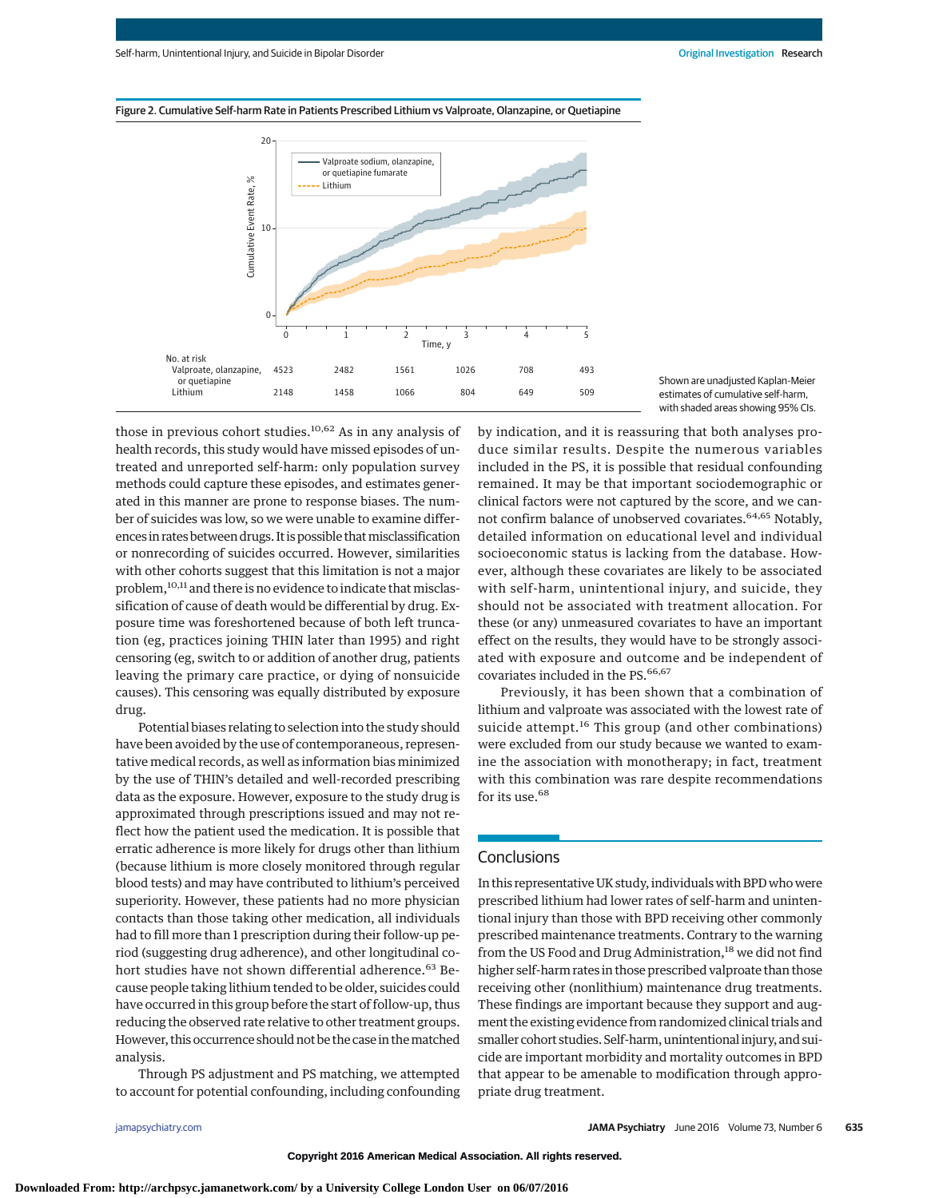Figure 2. Cumulative Self-harm Rate in Patients Prescribed Lithium vs Valproate, Olanzapine, or Quetiapine

Cumulative Event Rate, %

20

10

0

Valproate sodium, olanzapine, or quetiapine fumarate

Lithium

0 1 2 3 4 5

Time, y

No. at risk

Valproate, olanzapine, or quetiapine 4523 2482 1561 1026 708 493

Lithium 2148 1458 1066 804 649 509

Shown are unadjusted Kaplan-Meier estimates of cumulative self-harm, with shaded areas showing 95% CIs.

those in previous cohort studies.[10,62] As in any analysis of health records, this study would have missed episodes of untreated and unreported self-harm: only population survey methods could capture these episodes, and estimates generated in this manner are prone to response biases. The number of suicides was low, so we were unable to examine differences in rates between drugs. It is possible that misclassification or nonrecording of suicides occurred. However, similarities with other cohorts suggest that this limitation is not a major problem,[10,11] and there is no evidence to indicate that misclassification of cause of death would be differential by drug. Exposure time was foreshortened because of both left truncation (eg, practices joining THIN later than 1995) and right censoring (eg, switch to or addition of another drug, patients leaving the primary care practice, or dying of nonsuicide causes). This censoring was equally distributed by exposure drug.

Potential biases relating to selection into the study should have been avoided by the use of contemporaneous, representative medical records, as well as information bias minimized by the use of THIN's detailed and well-recorded prescribing data as the exposure. However, exposure to the study drug is approximated through prescriptions issued and may not reflect how the patient used the medication. It is possible that erratic adherence is more likely for drugs other than lithium (because lithium is more closely monitored through regular blood tests) and may have contributed to lithium's perceived superiority. However, these patients had no more physician contacts than those taking other medication, all individuals had to fill more than 1 prescription during their follow-up period (suggesting drug adherence), and other longitudinal cohort studies have not shown differential adherence.[63] Because people taking lithium tended to be older, suicides could have occurred in this group before the start of follow-up, thus reducing the observed rate relative to other treatment groups. However, this occurrence should not be the case in the matched analysis.

Through PS adjustment and PS matching, we attempted to account for potential confounding, including confounding by indication, and it is reassuring that both analyses produce similar results. Despite the numerous variables included in the PS, it is possible that residual confounding remained. It may be that important sociodemographic or clinical factors were not captured by the score, and we cannot confirm balance of unobserved covariates.[64,65] Notably, detailed information on educational level and individual socioeconomic status is lacking from the database. However, although these covariates are likely to be associated with self-harm, unintentional injury, and suicide, they should not be associated with treatment allocation. For these (or any) unmeasured covariates to have an important effect on the results, they would have to be strongly associated with exposure and outcome and be independent of covariates included in the PS.[66,67]

Previously, it has been shown that a combination of lithium and valproate was associated with the lowest rate of suicide attempt.[16] This group (and other combinations) were excluded from our study because we wanted to examine the association with monotherapy; in fact, treatment with this combination was rare despite recommendations for its use.[68]

## Conclusions

In this representative UK study, individuals with BPD who were prescribed lithium had lower rates of self-harm and unintentional injury than those with BPD receiving other commonly prescribed maintenance treatments. Contrary to the warning from the US Food and Drug Administration,[18] we did not find higher self-harm rates in those prescribed valproate than those receiving other (nonlithium) maintenance drug treatments. These findings are important because they support and augment the existing evidence from randomized clinical trials and smaller cohort studies. Self-harm, unintentional injury, and suicide are important morbidity and mortality outcomes in BPD that appear to be amenable to modification through appropriate drug treatment.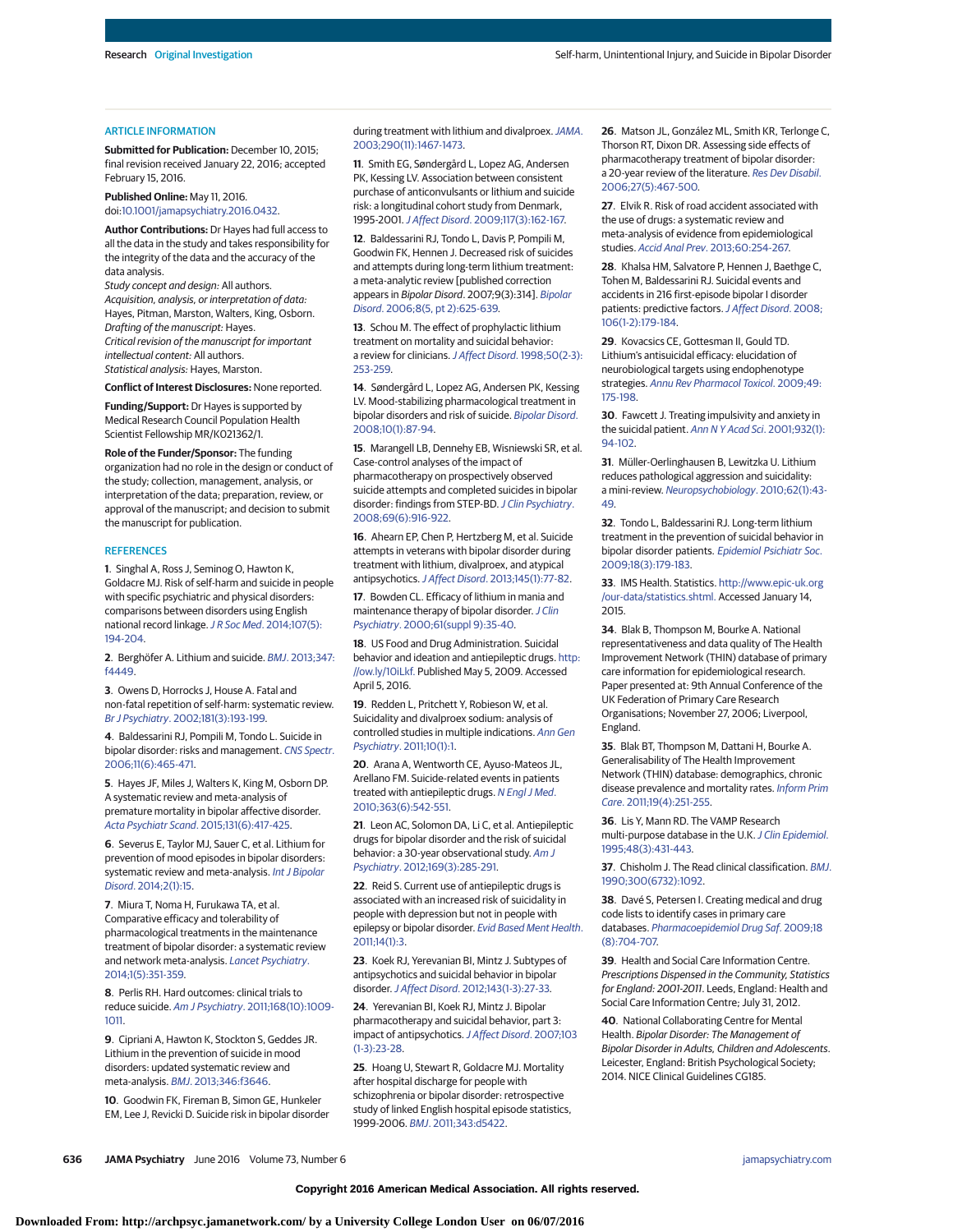## ARTICLE INFORMATION

**Submitted for Publication:** December 10, 2015; final revision received January 22, 2016; accepted February 15, 2016.

**Published Online:** May 11, 2016. doi:10.1001/jamapsychiatry.2016.0432.

**Author Contributions:** Dr Hayes had full access to all the data in the study and takes responsibility for the integrity of the data and the accuracy of the data analysis.
*Study concept and design:* All authors.
*Acquisition, analysis, or interpretation of data:* Hayes, Pitman, Marston, Walters, King, Osborn.
*Drafting of the manuscript:* Hayes.
*Critical revision of the manuscript for important intellectual content:* All authors.
*Statistical analysis:* Hayes, Marston.

**Conflict of Interest Disclosures:** None reported.

**Funding/Support:** Dr Hayes is supported by Medical Research Council Population Health Scientist Fellowship MR/K021362/1.

**Role of the Funder/Sponsor:** The funding organization had no role in the design or conduct of the study; collection, management, analysis, or interpretation of the data; preparation, review, or approval of the manuscript; and decision to submit the manuscript for publication.

## REFERENCES

1. Singhal A, Ross J, Seminog O, Hawton K, Goldacre MJ. Risk of self-harm and suicide in people with specific psychiatric and physical disorders: comparisons between disorders using English national record linkage. *J R Soc Med*. 2014;107(5):194-204.

2. Berghöfer A. Lithium and suicide. *BMJ*. 2013;347:f4449.

3. Owens D, Horrocks J, House A. Fatal and non-fatal repetition of self-harm: systematic review. *Br J Psychiatry*. 2002;181(3):193-199.

4. Baldessarini RJ, Pompili M, Tondo L. Suicide in bipolar disorder: risks and management. *CNS Spectr*. 2006;11(6):465-471.

5. Hayes JF, Miles J, Walters K, King M, Osborn DP. A systematic review and meta-analysis of premature mortality in bipolar affective disorder. *Acta Psychiatr Scand*. 2015;131(6):417-425.

6. Severus E, Taylor MJ, Sauer C, et al. Lithium for prevention of mood episodes in bipolar disorders: systematic review and meta-analysis. *Int J Bipolar Disord*. 2014;2(1):15.

7. Miura T, Noma H, Furukawa TA, et al. Comparative efficacy and tolerability of pharmacological treatments in the maintenance treatment of bipolar disorder: a systematic review and network meta-analysis. *Lancet Psychiatry*. 2014;1(5):351-359.

8. Perlis RH. Hard outcomes: clinical trials to reduce suicide. *Am J Psychiatry*. 2011;168(10):1009-1011.

9. Cipriani A, Hawton K, Stockton S, Geddes JR. Lithium in the prevention of suicide in mood disorders: updated systematic review and meta-analysis. *BMJ*. 2013;346:f3646.

10. Goodwin FK, Fireman B, Simon GE, Hunkeler EM, Lee J, Revicki D. Suicide risk in bipolar disorder during treatment with lithium and divalproex. *JAMA*. 2003;290(11):1467-1473.

11. Smith EG, Søndergård L, Lopez AG, Andersen PK, Kessing LV. Association between consistent purchase of anticonvulsants or lithium and suicide risk: a longitudinal cohort study from Denmark, 1995-2001. *J Affect Disord*. 2009;117(3):162-167.

12. Baldessarini RJ, Tondo L, Davis P, Pompili M, Goodwin FK, Hennen J. Decreased risk of suicides and attempts during long-term lithium treatment: a meta-analytic review [published correction appears in *Bipolar Disord*. 2007;9(3):314]. *Bipolar Disord*. 2006;8(5, pt 2):625-639.

13. Schou M. The effect of prophylactic lithium treatment on mortality and suicidal behavior: a review for clinicians. *J Affect Disord*. 1998;50(2-3):253-259.

14. Søndergård L, Lopez AG, Andersen PK, Kessing LV. Mood-stabilizing pharmacological treatment in bipolar disorders and risk of suicide. *Bipolar Disord*. 2008;10(1):87-94.

15. Marangell LB, Dennehy EB, Wisniewski SR, et al. Case-control analyses of the impact of pharmacotherapy on prospectively observed suicide attempts and completed suicides in bipolar disorder: findings from STEP-BD. *J Clin Psychiatry*. 2008;69(6):916-922.

16. Ahearn EP, Chen P, Hertzberg M, et al. Suicide attempts in veterans with bipolar disorder during treatment with lithium, divalproex, and atypical antipsychotics. *J Affect Disord*. 2013;145(1):77-82.

17. Bowden CL. Efficacy of lithium in mania and maintenance therapy of bipolar disorder. *J Clin Psychiatry*. 2000;61(suppl 9):35-40.

18. US Food and Drug Administration. Suicidal behavior and ideation and antiepileptic drugs. http://ow.ly/10iLkf. Published May 5, 2009. Accessed April 5, 2016.

19. Redden L, Pritchett Y, Robieson W, et al. Suicidality and divalproex sodium: analysis of controlled studies in multiple indications. *Ann Gen Psychiatry*. 2011;10(1):1.

20. Arana A, Wentworth CE, Ayuso-Mateos JL, Arellano FM. Suicide-related events in patients treated with antiepileptic drugs. *N Engl J Med*. 2010;363(6):542-551.

21. Leon AC, Solomon DA, Li C, et al. Antiepileptic drugs for bipolar disorder and the risk of suicidal behavior: a 30-year observational study. *Am J Psychiatry*. 2012;169(3):285-291.

22. Reid S. Current use of antiepileptic drugs is associated with an increased risk of suicidality in people with depression but not in people with epilepsy or bipolar disorder. *Evid Based Ment Health*. 2011;14(1):3.

23. Koek RJ, Yerevanian BI, Mintz J. Subtypes of antipsychotics and suicidal behavior in bipolar disorder. *J Affect Disord*. 2012;143(1-3):27-33.

24. Yerevanian BI, Koek RJ, Mintz J. Bipolar pharmacotherapy and suicidal behavior, part 3: impact of antipsychotics. *J Affect Disord*. 2007;103(1-3):23-28.

25. Hoang U, Stewart R, Goldacre MJ. Mortality after hospital discharge for people with schizophrenia or bipolar disorder: retrospective study of linked English hospital episode statistics, 1999-2006. *BMJ*. 2011;343:d5422.

26. Matson JL, González ML, Smith KR, Terlonge C, Thorson RT, Dixon DR. Assessing side effects of pharmacotherapy treatment of bipolar disorder: a 20-year review of the literature. *Res Dev Disabil*. 2006;27(5):467-500.

27. Elvik R. Risk of road accident associated with the use of drugs: a systematic review and meta-analysis of evidence from epidemiological studies. *Accid Anal Prev*. 2013;60:254-267.

28. Khalsa HM, Salvatore P, Hennen J, Baethge C, Tohen M, Baldessarini RJ. Suicidal events and accidents in 216 first-episode bipolar I disorder patients: predictive factors. *J Affect Disord*. 2008;106(1-2):179-184.

29. Kovacsics CE, Gottesman II, Gould TD. Lithium's antisuicidal efficacy: elucidation of neurobiological targets using endophenotype strategies. *Annu Rev Pharmacol Toxicol*. 2009;49:175-198.

30. Fawcett J. Treating impulsivity and anxiety in the suicidal patient. *Ann N Y Acad Sci*. 2001;932(1):94-102.

31. Müller-Oerlinghausen B, Lewitzka U. Lithium reduces pathological aggression and suicidality: a mini-review. *Neuropsychobiology*. 2010;62(1):43-49.

32. Tondo L, Baldessarini RJ. Long-term lithium treatment in the prevention of suicidal behavior in bipolar disorder patients. *Epidemiol Psichiatr Soc*. 2009;18(3):179-183.

33. IMS Health. Statistics. http://www.epic-uk.org/our-data/statistics.shtml. Accessed January 14, 2015.

34. Blak B, Thompson M, Bourke A. National representativeness and data quality of The Health Improvement Network (THIN) database of primary care information for epidemiological research. Paper presented at: 9th Annual Conference of the UK Federation of Primary Care Research Organisations; November 27, 2006; Liverpool, England.

35. Blak BT, Thompson M, Dattani H, Bourke A. Generalisability of The Health Improvement Network (THIN) database: demographics, chronic disease prevalence and mortality rates. *Inform Prim Care*. 2011;19(4):251-255.

36. Lis Y, Mann RD. The VAMP Research multi-purpose database in the U.K. *J Clin Epidemiol*. 1995;48(3):431-443.

37. Chisholm J. The Read clinical classification. *BMJ*. 1990;300(6732):1092.

38. Davé S, Petersen I. Creating medical and drug code lists to identify cases in primary care databases. *Pharmacoepidemiol Drug Saf*. 2009;18(8):704-707.

39. Health and Social Care Information Centre. *Prescriptions Dispensed in the Community, Statistics for England: 2001-2011*. Leeds, England: Health and Social Care Information Centre; July 31, 2012.

40. National Collaborating Centre for Mental Health. *Bipolar Disorder: The Management of Bipolar Disorder in Adults, Children and Adolescents*. Leicester, England: British Psychological Society; 2014. NICE Clinical Guidelines CG185.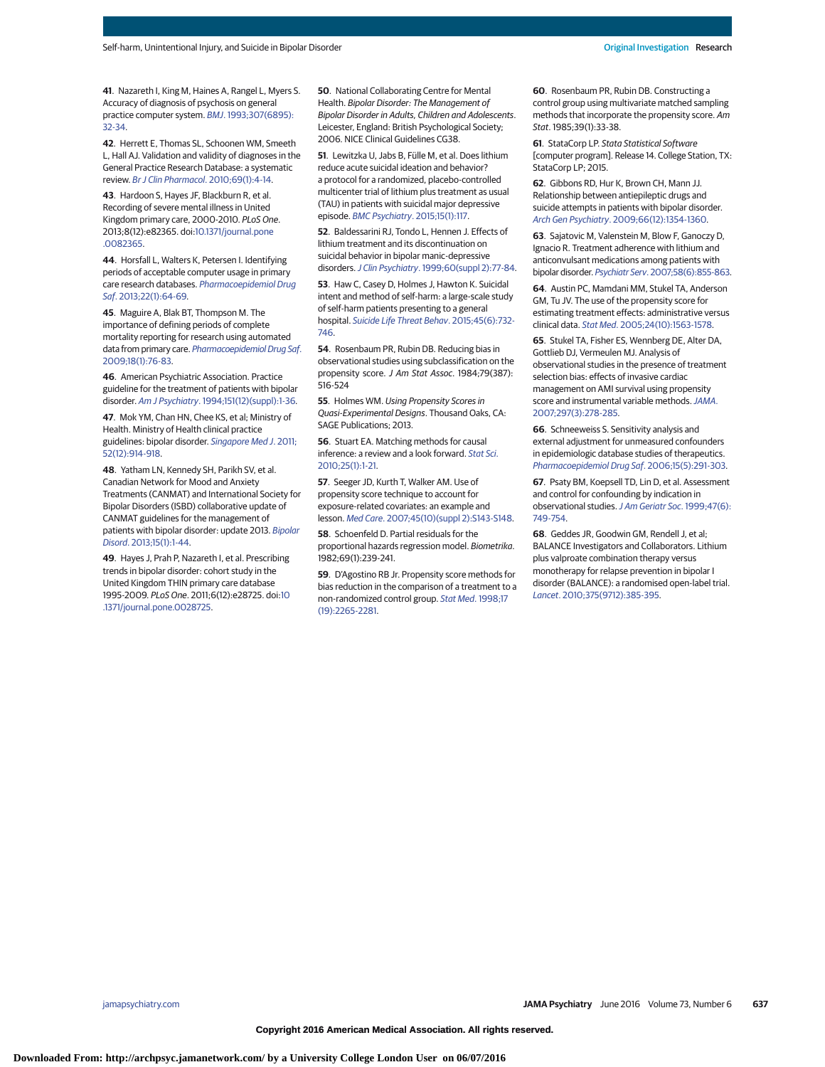41. Nazareth I, King M, Haines A, Rangel L, Myers S. Accuracy of diagnosis of psychosis on general practice computer system. *BMJ*. 1993;307(6895):32-34.

42. Herrett E, Thomas SL, Schoonen WM, Smeeth L, Hall AJ. Validation and validity of diagnoses in the General Practice Research Database: a systematic review. *Br J Clin Pharmacol*. 2010;69(1):4-14.

43. Hardoon S, Hayes JF, Blackburn R, et al. Recording of severe mental illness in United Kingdom primary care, 2000-2010. *PLoS One*. 2013;8(12):e82365. doi:10.1371/journal.pone.0082365.

44. Horsfall L, Walters K, Petersen I. Identifying periods of acceptable computer usage in primary care research databases. *Pharmacoepidemiol Drug Saf*. 2013;22(1):64-69.

45. Maguire A, Blak BT, Thompson M. The importance of defining periods of complete mortality reporting for research using automated data from primary care. *Pharmacoepidemiol Drug Saf*. 2009;18(1):76-83.

46. American Psychiatric Association. Practice guideline for the treatment of patients with bipolar disorder. *Am J Psychiatry*. 1994;151(12)(suppl):1-36.

47. Mok YM, Chan HN, Chee KS, et al; Ministry of Health. Ministry of Health clinical practice guidelines: bipolar disorder. *Singapore Med J*. 2011;52(12):914-918.

48. Yatham LN, Kennedy SH, Parikh SV, et al. Canadian Network for Mood and Anxiety Treatments (CANMAT) and International Society for Bipolar Disorders (ISBD) collaborative update of CANMAT guidelines for the management of patients with bipolar disorder: update 2013. *Bipolar Disord*. 2013;15(1):1-44.

49. Hayes J, Prah P, Nazareth I, et al. Prescribing trends in bipolar disorder: cohort study in the United Kingdom THIN primary care database 1995-2009. *PLoS One*. 2011;6(12):e28725. doi:10.1371/journal.pone.0028725.

50. National Collaborating Centre for Mental Health. *Bipolar Disorder: The Management of Bipolar Disorder in Adults, Children and Adolescents*. Leicester, England: British Psychological Society; 2006. NICE Clinical Guidelines CG38.

51. Lewitzka U, Jabs B, Fülle M, et al. Does lithium reduce acute suicidal ideation and behavior? a protocol for a randomized, placebo-controlled multicenter trial of lithium plus treatment as usual (TAU) in patients with suicidal major depressive episode. *BMC Psychiatry*. 2015;15(1):117.

52. Baldessarini RJ, Tondo L, Hennen J. Effects of lithium treatment and its discontinuation on suicidal behavior in bipolar manic-depressive disorders. *J Clin Psychiatry*. 1999;60(suppl 2):77-84.

53. Haw C, Casey D, Holmes J, Hawton K. Suicidal intent and method of self-harm: a large-scale study of self-harm patients presenting to a general hospital. *Suicide Life Threat Behav*. 2015;45(6):732-746.

54. Rosenbaum PR, Rubin DB. Reducing bias in observational studies using subclassification on the propensity score. *J Am Stat Assoc*. 1984;79(387):516-524

55. Holmes WM. *Using Propensity Scores in Quasi-Experimental Designs*. Thousand Oaks, CA: SAGE Publications; 2013.

56. Stuart EA. Matching methods for causal inference: a review and a look forward. *Stat Sci*. 2010;25(1):1-21.

57. Seeger JD, Kurth T, Walker AM. Use of propensity score technique to account for exposure-related covariates: an example and lesson. *Med Care*. 2007;45(10)(suppl 2):S143-S148.

58. Schoenfeld D. Partial residuals for the proportional hazards regression model. *Biometrika*. 1982;69(1):239-241.

59. D'Agostino RB Jr. Propensity score methods for bias reduction in the comparison of a treatment to a non-randomized control group. *Stat Med*. 1998;17(19):2265-2281.

60. Rosenbaum PR, Rubin DB. Constructing a control group using multivariate matched sampling methods that incorporate the propensity score. *Am Stat*. 1985;39(1):33-38.

61. StataCorp LP. *Stata Statistical Software* [computer program]. Release 14. College Station, TX: StataCorp LP; 2015.

62. Gibbons RD, Hur K, Brown CH, Mann JJ. Relationship between antiepileptic drugs and suicide attempts in patients with bipolar disorder. *Arch Gen Psychiatry*. 2009;66(12):1354-1360.

63. Sajatovic M, Valenstein M, Blow F, Ganoczy D, Ignacio R. Treatment adherence with lithium and anticonvulsant medications among patients with bipolar disorder. *Psychiatr Serv*. 2007;58(6):855-863.

64. Austin PC, Mamdani MM, Stukel TA, Anderson GM, Tu JV. The use of the propensity score for estimating treatment effects: administrative versus clinical data. *Stat Med*. 2005;24(10):1563-1578.

65. Stukel TA, Fisher ES, Wennberg DE, Alter DA, Gottlieb DJ, Vermeulen MJ. Analysis of observational studies in the presence of treatment selection bias: effects of invasive cardiac management on AMI survival using propensity score and instrumental variable methods. *JAMA*. 2007;297(3):278-285.

66. Schneeweiss S. Sensitivity analysis and external adjustment for unmeasured confounders in epidemiologic database studies of therapeutics. *Pharmacoepidemiol Drug Saf*. 2006;15(5):291-303.

67. Psaty BM, Koepsell TD, Lin D, et al. Assessment and control for confounding by indication in observational studies. *J Am Geriatr Soc*. 1999;47(6):749-754.

68. Geddes JR, Goodwin GM, Rendell J, et al; BALANCE Investigators and Collaborators. Lithium plus valproate combination therapy versus monotherapy for relapse prevention in bipolar I disorder (BALANCE): a randomised open-label trial. *Lancet*. 2010;375(9712):385-395.